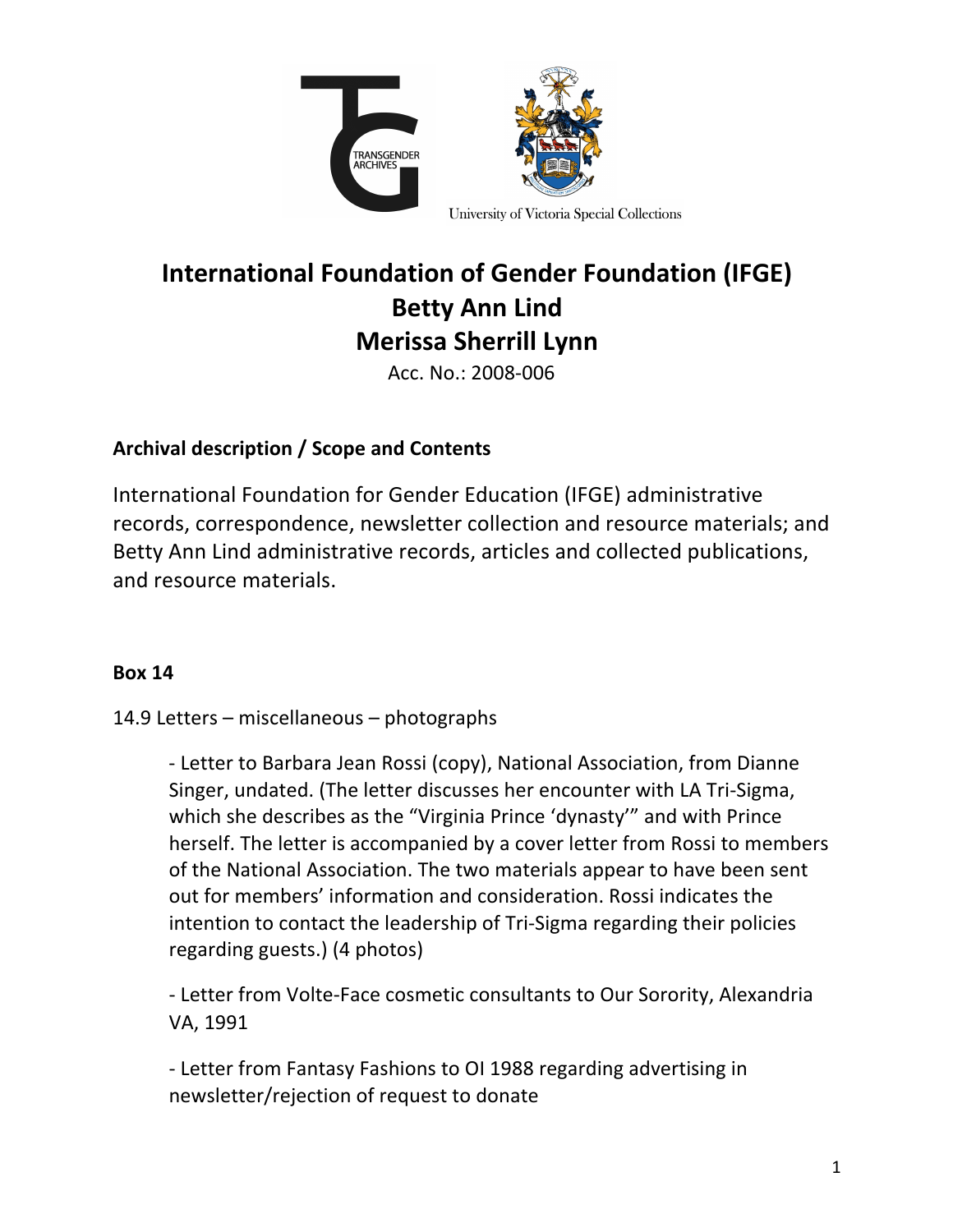TRANSGENDER ARCHIVES

University of Victoria Special Collections

# International Foundation of Gender Foundation (IFGE)
# Betty Ann Lind
# Merissa Sherrill Lynn

Acc. No.: 2008-006

## Archival description / Scope and Contents

International Foundation for Gender Education (IFGE) administrative records, correspondence, newsletter collection and resource materials; and Betty Ann Lind administrative records, articles and collected publications, and resource materials.

## Box 14

14.9 Letters – miscellaneous – photographs

- Letter to Barbara Jean Rossi (copy), National Association, from Dianne Singer, undated. (The letter discusses her encounter with LA Tri-Sigma, which she describes as the "Virginia Prince 'dynasty'" and with Prince herself. The letter is accompanied by a cover letter from Rossi to members of the National Association. The two materials appear to have been sent out for members' information and consideration. Rossi indicates the intention to contact the leadership of Tri-Sigma regarding their policies regarding guests.) (4 photos)

- Letter from Volte-Face cosmetic consultants to Our Sorority, Alexandria VA, 1991

- Letter from Fantasy Fashions to OI 1988 regarding advertising in newsletter/rejection of request to donate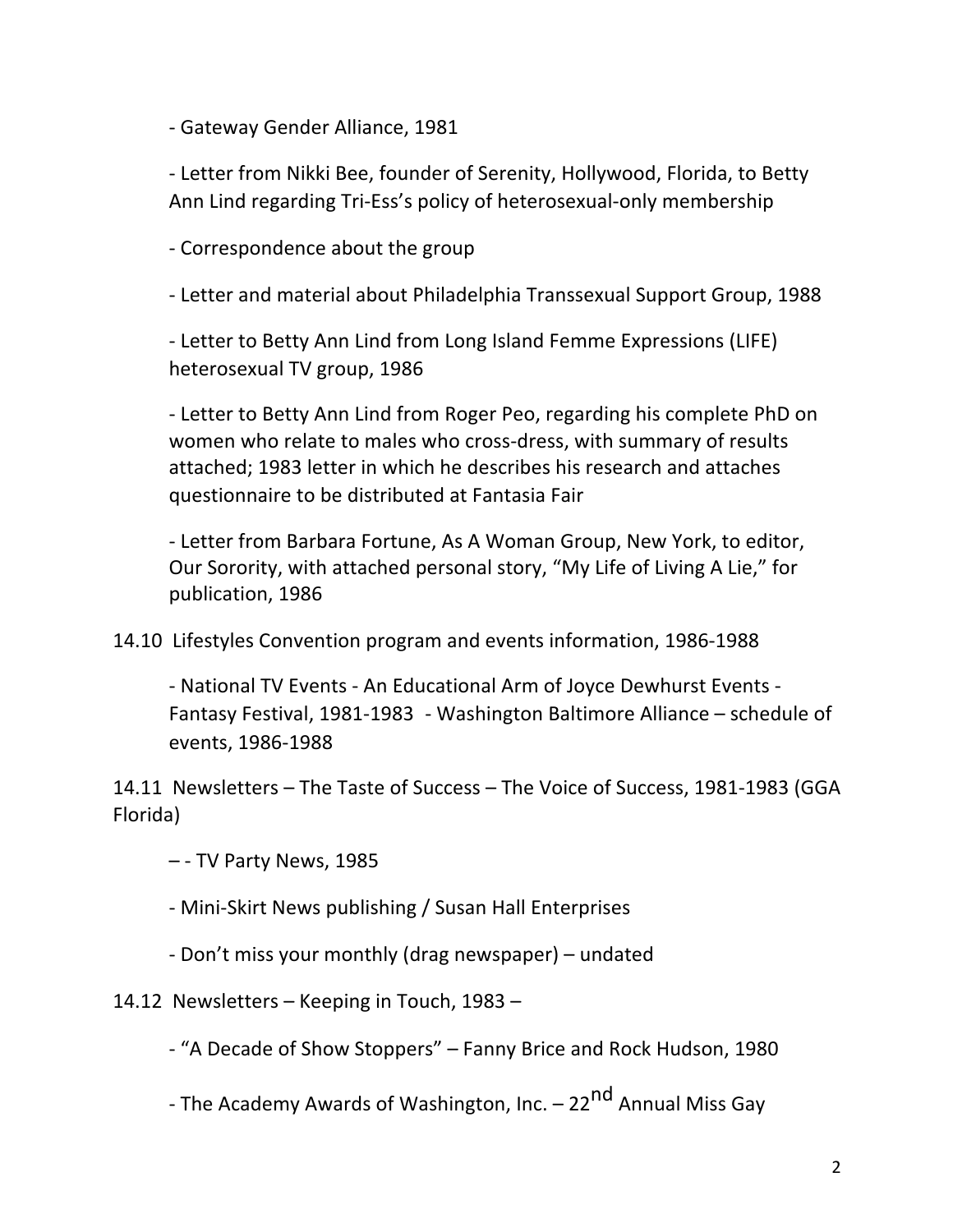- Gateway Gender Alliance, 1981

- Letter from Nikki Bee, founder of Serenity, Hollywood, Florida, to Betty Ann Lind regarding Tri-Ess's policy of heterosexual-only membership

- Correspondence about the group

- Letter and material about Philadelphia Transsexual Support Group, 1988

- Letter to Betty Ann Lind from Long Island Femme Expressions (LIFE) heterosexual TV group, 1986

- Letter to Betty Ann Lind from Roger Peo, regarding his complete PhD on women who relate to males who cross-dress, with summary of results attached; 1983 letter in which he describes his research and attaches questionnaire to be distributed at Fantasia Fair

- Letter from Barbara Fortune, As A Woman Group, New York, to editor, Our Sorority, with attached personal story, "My Life of Living A Lie," for publication, 1986

14.10 Lifestyles Convention program and events information, 1986-1988

- National TV Events - An Educational Arm of Joyce Dewhurst Events - Fantasy Festival, 1981-1983 - Washington Baltimore Alliance – schedule of events, 1986-1988

14.11 Newsletters – The Taste of Success – The Voice of Success, 1981-1983 (GGA Florida)

– - TV Party News, 1985

- Mini-Skirt News publishing / Susan Hall Enterprises

- Don't miss your monthly (drag newspaper) – undated

14.12 Newsletters – Keeping in Touch, 1983 –

- "A Decade of Show Stoppers" – Fanny Brice and Rock Hudson, 1980

- The Academy Awards of Washington, Inc. – 22nd Annual Miss Gay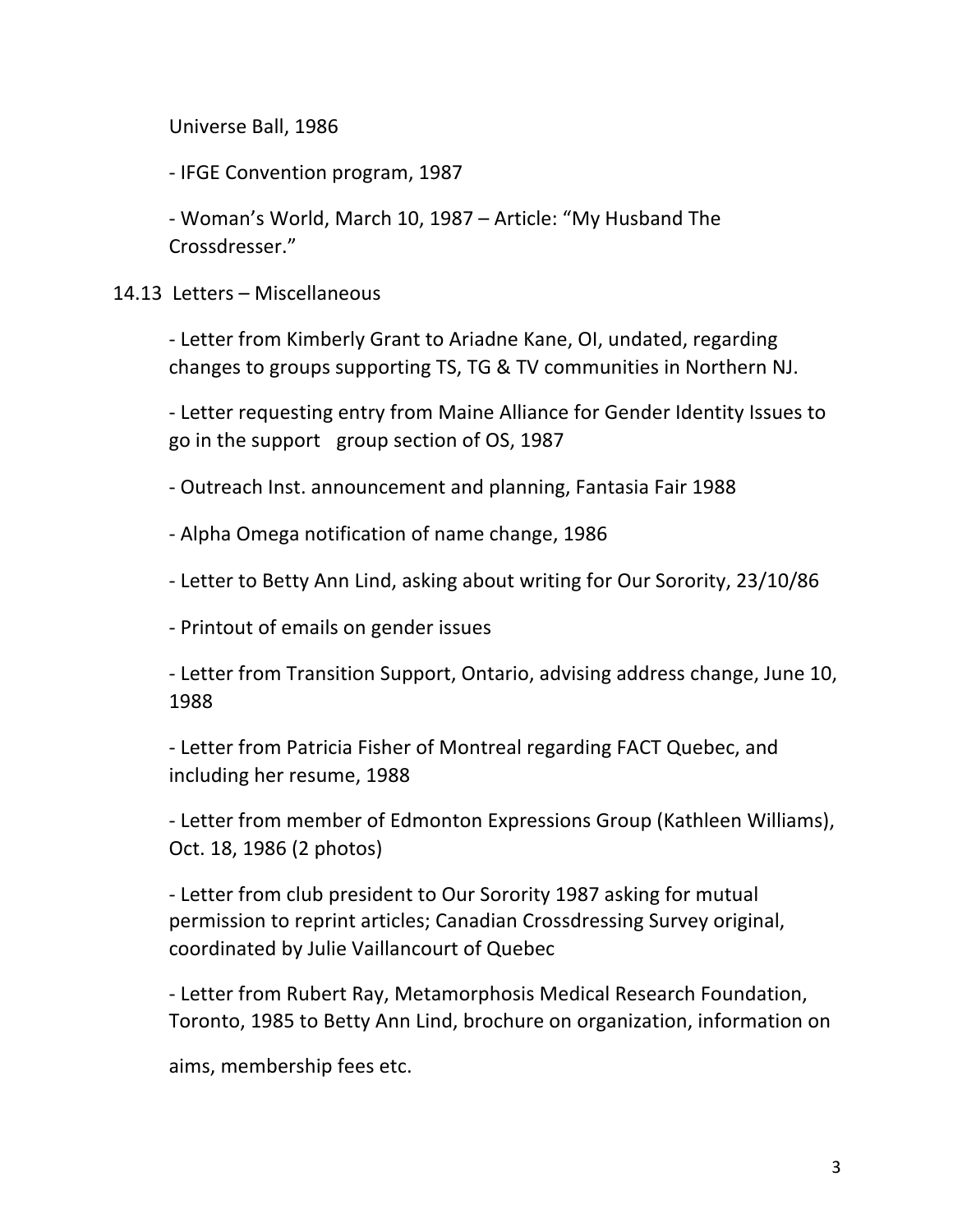Universe Ball, 1986

- IFGE Convention program, 1987

- Woman's World, March 10, 1987 – Article: "My Husband The Crossdresser."

14.13 Letters – Miscellaneous

- Letter from Kimberly Grant to Ariadne Kane, OI, undated, regarding changes to groups supporting TS, TG & TV communities in Northern NJ.

- Letter requesting entry from Maine Alliance for Gender Identity Issues to go in the support group section of OS, 1987

- Outreach Inst. announcement and planning, Fantasia Fair 1988

- Alpha Omega notification of name change, 1986

- Letter to Betty Ann Lind, asking about writing for Our Sorority, 23/10/86

- Printout of emails on gender issues

- Letter from Transition Support, Ontario, advising address change, June 10, 1988

- Letter from Patricia Fisher of Montreal regarding FACT Quebec, and including her resume, 1988

- Letter from member of Edmonton Expressions Group (Kathleen Williams), Oct. 18, 1986 (2 photos)

- Letter from club president to Our Sorority 1987 asking for mutual permission to reprint articles; Canadian Crossdressing Survey original, coordinated by Julie Vaillancourt of Quebec

- Letter from Rubert Ray, Metamorphosis Medical Research Foundation, Toronto, 1985 to Betty Ann Lind, brochure on organization, information on aims, membership fees etc.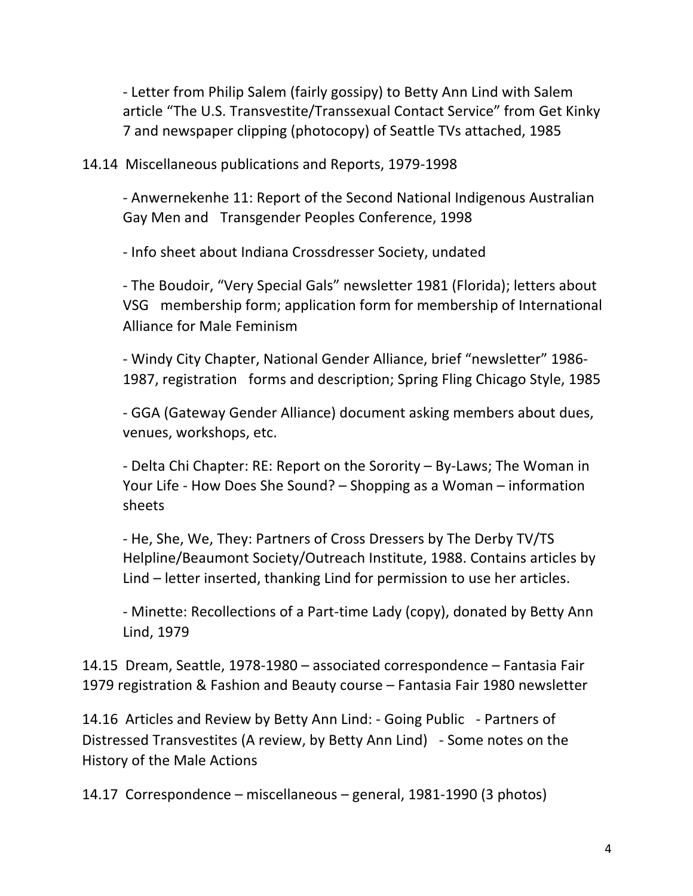- Letter from Philip Salem (fairly gossipy) to Betty Ann Lind with Salem article "The U.S. Transvestite/Transsexual Contact Service" from Get Kinky 7 and newspaper clipping (photocopy) of Seattle TVs attached, 1985

14.14 Miscellaneous publications and Reports, 1979-1998

- Anwernekenhe 11: Report of the Second National Indigenous Australian Gay Men and Transgender Peoples Conference, 1998

- Info sheet about Indiana Crossdresser Society, undated

- The Boudoir, "Very Special Gals" newsletter 1981 (Florida); letters about VSG membership form; application form for membership of International Alliance for Male Feminism

- Windy City Chapter, National Gender Alliance, brief "newsletter" 1986-1987, registration forms and description; Spring Fling Chicago Style, 1985

- GGA (Gateway Gender Alliance) document asking members about dues, venues, workshops, etc.

- Delta Chi Chapter: RE: Report on the Sorority – By-Laws; The Woman in Your Life - How Does She Sound? – Shopping as a Woman – information sheets

- He, She, We, They: Partners of Cross Dressers by The Derby TV/TS Helpline/Beaumont Society/Outreach Institute, 1988. Contains articles by Lind – letter inserted, thanking Lind for permission to use her articles.

- Minette: Recollections of a Part-time Lady (copy), donated by Betty Ann Lind, 1979

14.15 Dream, Seattle, 1978-1980 – associated correspondence – Fantasia Fair 1979 registration & Fashion and Beauty course – Fantasia Fair 1980 newsletter

14.16 Articles and Review by Betty Ann Lind: - Going Public - Partners of Distressed Transvestites (A review, by Betty Ann Lind) - Some notes on the History of the Male Actions

14.17 Correspondence – miscellaneous – general, 1981-1990 (3 photos)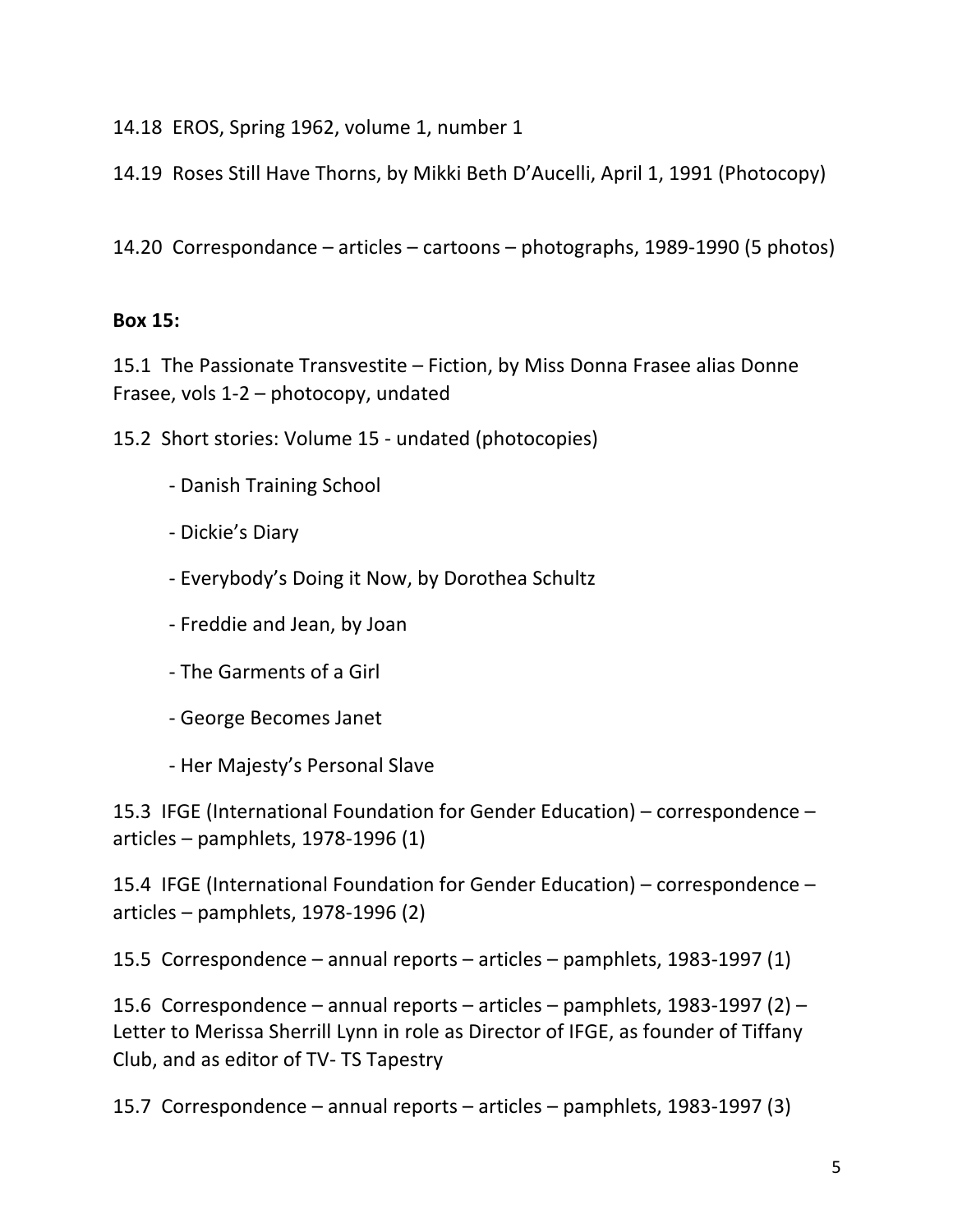14.18 EROS, Spring 1962, volume 1, number 1

14.19 Roses Still Have Thorns, by Mikki Beth D'Aucelli, April 1, 1991 (Photocopy)

14.20 Correspondance – articles – cartoons – photographs, 1989-1990 (5 photos)

**Box 15:**

15.1 The Passionate Transvestite – Fiction, by Miss Donna Frasee alias Donne Frasee, vols 1-2 – photocopy, undated

15.2 Short stories: Volume 15 - undated (photocopies)

- Danish Training School
- Dickie's Diary
- Everybody's Doing it Now, by Dorothea Schultz
- Freddie and Jean, by Joan
- The Garments of a Girl
- George Becomes Janet
- Her Majesty's Personal Slave

15.3 IFGE (International Foundation for Gender Education) – correspondence – articles – pamphlets, 1978-1996 (1)

15.4 IFGE (International Foundation for Gender Education) – correspondence – articles – pamphlets, 1978-1996 (2)

15.5 Correspondence – annual reports – articles – pamphlets, 1983-1997 (1)

15.6 Correspondence – annual reports – articles – pamphlets, 1983-1997 (2) – Letter to Merissa Sherrill Lynn in role as Director of IFGE, as founder of Tiffany Club, and as editor of TV- TS Tapestry

15.7 Correspondence – annual reports – articles – pamphlets, 1983-1997 (3)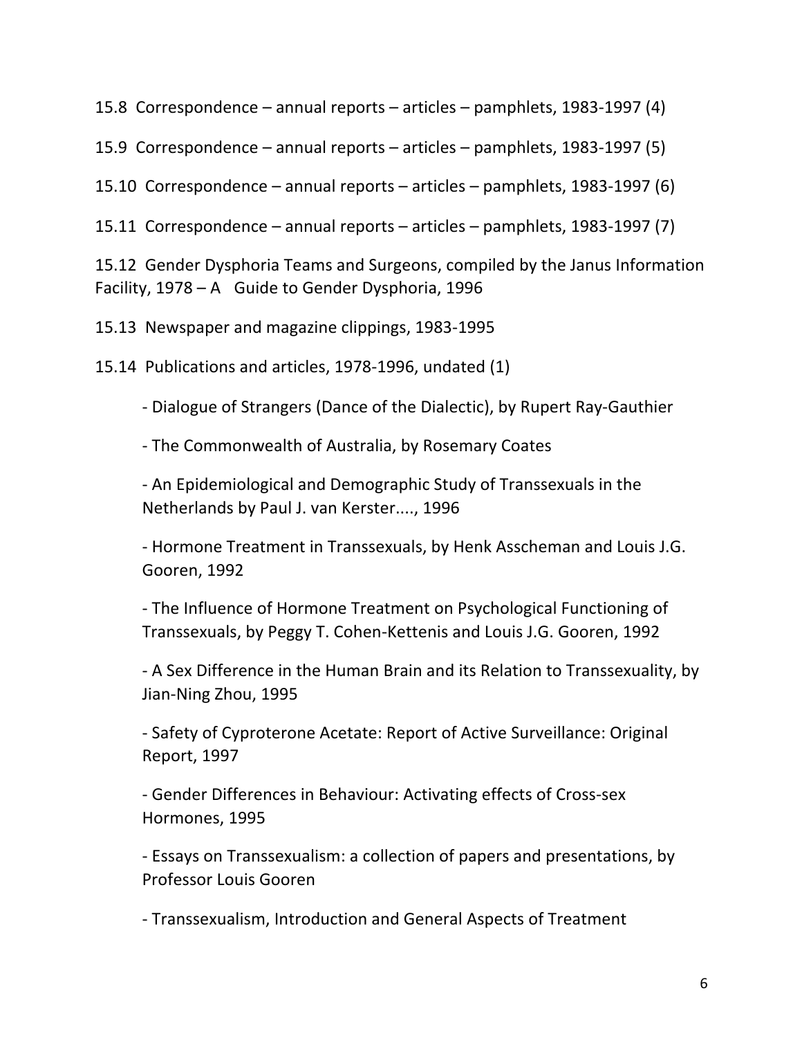15.8 Correspondence – annual reports – articles – pamphlets, 1983-1997 (4)

15.9 Correspondence – annual reports – articles – pamphlets, 1983-1997 (5)

15.10 Correspondence – annual reports – articles – pamphlets, 1983-1997 (6)

15.11 Correspondence – annual reports – articles – pamphlets, 1983-1997 (7)

15.12 Gender Dysphoria Teams and Surgeons, compiled by the Janus Information Facility, 1978 – A Guide to Gender Dysphoria, 1996

15.13 Newspaper and magazine clippings, 1983-1995

15.14 Publications and articles, 1978-1996, undated (1)

- Dialogue of Strangers (Dance of the Dialectic), by Rupert Ray-Gauthier
- The Commonwealth of Australia, by Rosemary Coates
- An Epidemiological and Demographic Study of Transsexuals in the Netherlands by Paul J. van Kerster...., 1996
- Hormone Treatment in Transsexuals, by Henk Asscheman and Louis J.G. Gooren, 1992
- The Influence of Hormone Treatment on Psychological Functioning of Transsexuals, by Peggy T. Cohen-Kettenis and Louis J.G. Gooren, 1992
- A Sex Difference in the Human Brain and its Relation to Transsexuality, by Jian-Ning Zhou, 1995
- Safety of Cyproterone Acetate: Report of Active Surveillance: Original Report, 1997
- Gender Differences in Behaviour: Activating effects of Cross-sex Hormones, 1995
- Essays on Transsexualism: a collection of papers and presentations, by Professor Louis Gooren
- Transsexualism, Introduction and General Aspects of Treatment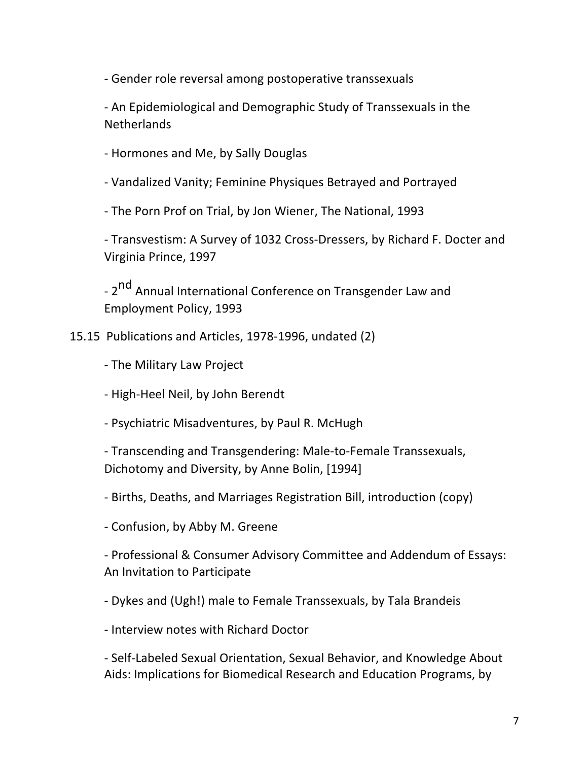- Gender role reversal among postoperative transsexuals

- An Epidemiological and Demographic Study of Transsexuals in the Netherlands

- Hormones and Me, by Sally Douglas

- Vandalized Vanity; Feminine Physiques Betrayed and Portrayed

- The Porn Prof on Trial, by Jon Wiener, The National, 1993

- Transvestism: A Survey of 1032 Cross-Dressers, by Richard F. Docter and Virginia Prince, 1997

- 2nd Annual International Conference on Transgender Law and Employment Policy, 1993

15.15 Publications and Articles, 1978-1996, undated (2)

- The Military Law Project

- High-Heel Neil, by John Berendt

- Psychiatric Misadventures, by Paul R. McHugh

- Transcending and Transgendering: Male-to-Female Transsexuals, Dichotomy and Diversity, by Anne Bolin, [1994]

- Births, Deaths, and Marriages Registration Bill, introduction (copy)

- Confusion, by Abby M. Greene

- Professional & Consumer Advisory Committee and Addendum of Essays: An Invitation to Participate

- Dykes and (Ugh!) male to Female Transsexuals, by Tala Brandeis

- Interview notes with Richard Doctor

- Self-Labeled Sexual Orientation, Sexual Behavior, and Knowledge About Aids: Implications for Biomedical Research and Education Programs, by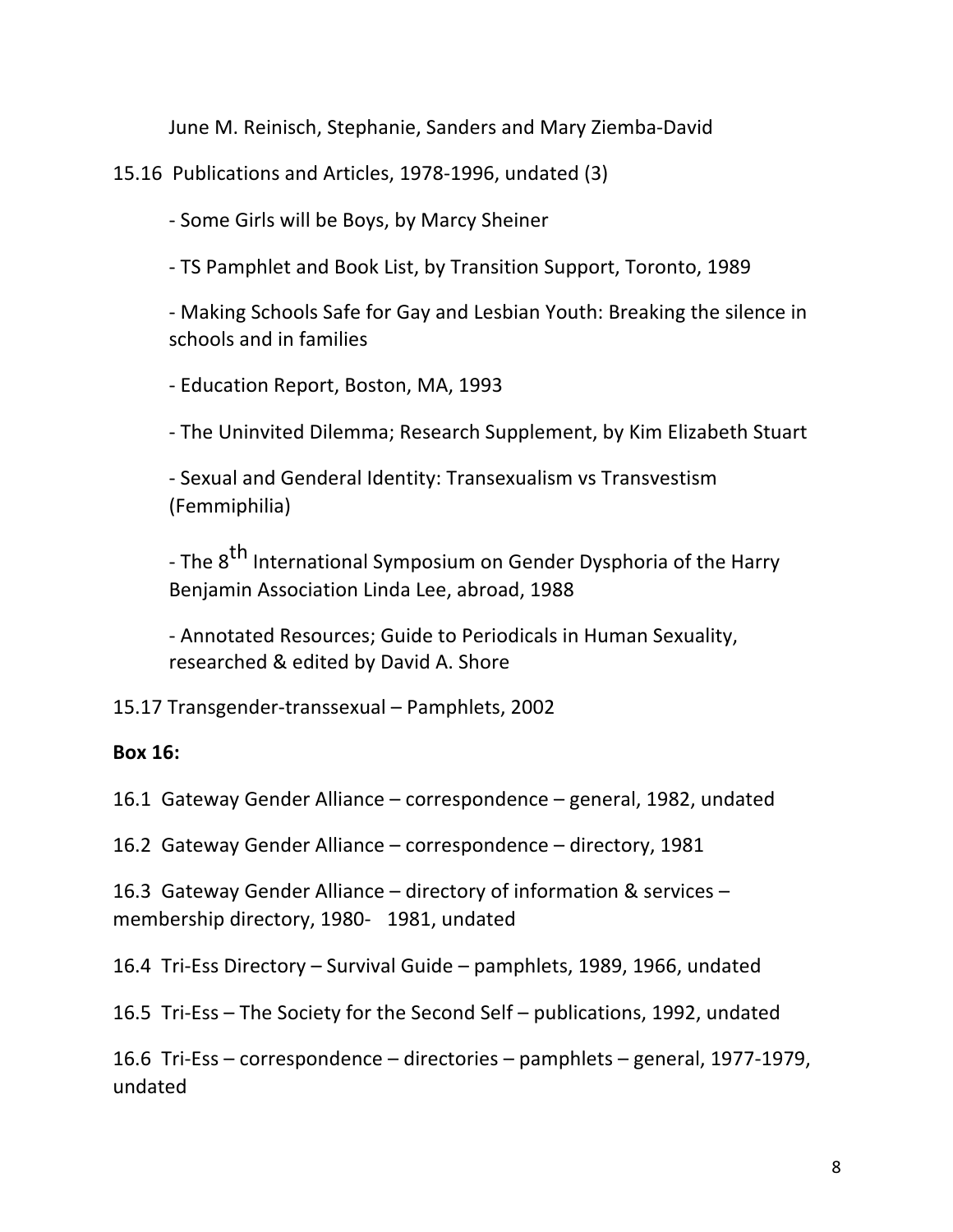June M. Reinisch, Stephanie, Sanders and Mary Ziemba-David

15.16 Publications and Articles, 1978-1996, undated (3)

- Some Girls will be Boys, by Marcy Sheiner
- TS Pamphlet and Book List, by Transition Support, Toronto, 1989
- Making Schools Safe for Gay and Lesbian Youth: Breaking the silence in schools and in families
- Education Report, Boston, MA, 1993
- The Uninvited Dilemma; Research Supplement, by Kim Elizabeth Stuart
- Sexual and Genderal Identity: Transexualism vs Transvestism (Femmiphilia)
- The 8th International Symposium on Gender Dysphoria of the Harry Benjamin Association Linda Lee, abroad, 1988
- Annotated Resources; Guide to Periodicals in Human Sexuality, researched & edited by David A. Shore

15.17 Transgender-transsexual – Pamphlets, 2002

**Box 16:**

16.1 Gateway Gender Alliance – correspondence – general, 1982, undated

16.2 Gateway Gender Alliance – correspondence – directory, 1981

16.3 Gateway Gender Alliance – directory of information & services – membership directory, 1980- 1981, undated

16.4 Tri-Ess Directory – Survival Guide – pamphlets, 1989, 1966, undated

16.5 Tri-Ess – The Society for the Second Self – publications, 1992, undated

16.6 Tri-Ess – correspondence – directories – pamphlets – general, 1977-1979, undated